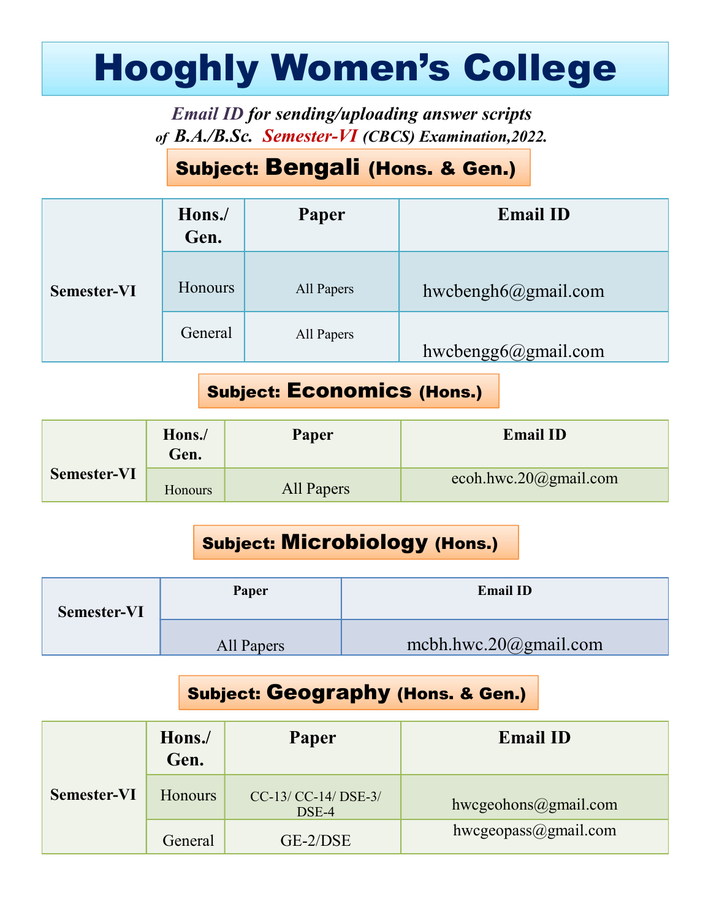# Hooghly Women's College

***Email ID for sending/uploading answer scripts of B.A./B.Sc. Semester-VI (CBCS) Examination,2022.***

## Subject: Bengali (Hons. & Gen.)

| | Hons./ Gen. | Paper | Email ID |
|---|---|---|---|
| **Semester-VI** | Honours | All Papers | hwcbengh6@gmail.com |
| | General | All Papers | hwcbengg6@gmail.com |

## Subject: Economics (Hons.)

| | Hons./ Gen. | Paper | Email ID |
|---|---|---|---|
| **Semester-VI** | Honours | All Papers | ecoh.hwc.20@gmail.com |

## Subject: Microbiology (Hons.)

| | Paper | Email ID |
|---|---|---|
| **Semester-VI** | All Papers | mcbh.hwc.20@gmail.com |

## Subject: Geography (Hons. & Gen.)

| | Hons./ Gen. | Paper | Email ID |
|---|---|---|---|
| **Semester-VI** | Honours | CC-13/ CC-14/ DSE-3/ DSE-4 | hwcgeohons@gmail.com |
| | General | GE-2/DSE | hwcgeopass@gmail.com |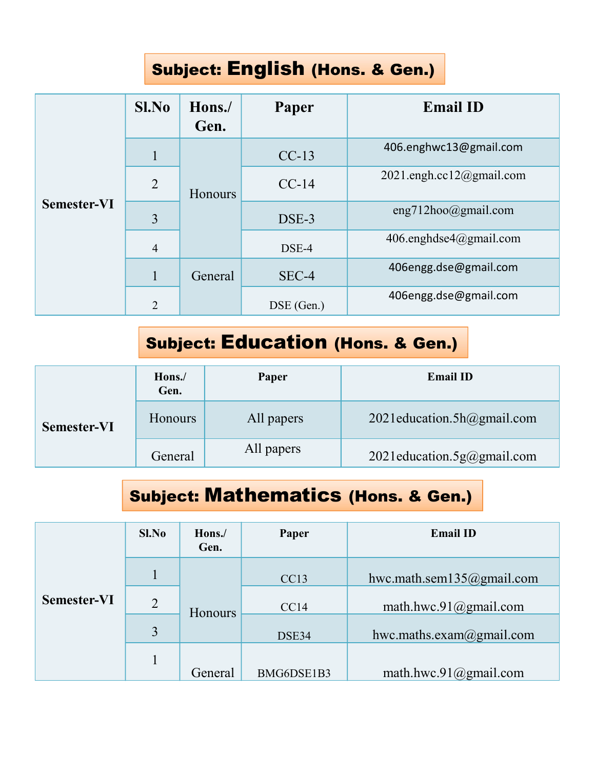## Subject: English (Hons. & Gen.)

| | Sl.No | Hons./ Gen. | Paper | Email ID |
|---|---|---|---|---|
| Semester-VI | 1 | Honours | CC-13 | 406.enghwc13@gmail.com |
| | 2 | | CC-14 | 2021.engh.cc12@gmail.com |
| | 3 | | DSE-3 | eng712hoo@gmail.com |
| | 4 | | DSE-4 | 406.enghdse4@gmail.com |
| | 1 | General | SEC-4 | 406engg.dse@gmail.com |
| | 2 | | DSE (Gen.) | 406engg.dse@gmail.com |

## Subject: Education (Hons. & Gen.)

| | Hons./ Gen. | Paper | Email ID |
|---|---|---|---|
| Semester-VI | Honours | All papers | 2021education.5h@gmail.com |
| | General | All papers | 2021education.5g@gmail.com |

## Subject: Mathematics (Hons. & Gen.)

| | Sl.No | Hons./ Gen. | Paper | Email ID |
|---|---|---|---|---|
| Semester-VI | 1 | Honours | CC13 | hwc.math.sem135@gmail.com |
| | 2 | | CC14 | math.hwc.91@gmail.com |
| | 3 | | DSE34 | hwc.maths.exam@gmail.com |
| | 1 | General | BMG6DSE1B3 | math.hwc.91@gmail.com |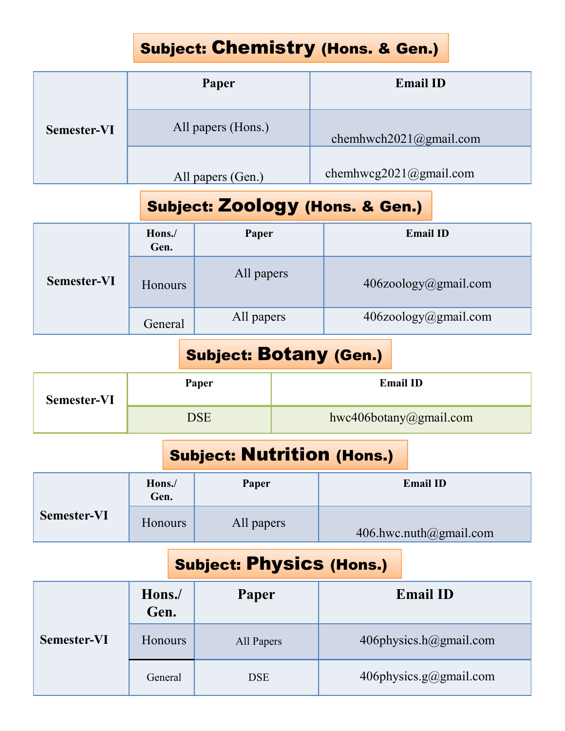## Subject: Chemistry (Hons. & Gen.)

| | Paper | Email ID |
|---|---|---|
| Semester-VI | All papers (Hons.) | chemhwch2021@gmail.com |
| | All papers (Gen.) | chemhwcg2021@gmail.com |

## Subject: Zoology (Hons. & Gen.)

| | Hons./ Gen. | Paper | Email ID |
|---|---|---|---|
| Semester-VI | Honours | All papers | 406zoology@gmail.com |
| | General | All papers | 406zoology@gmail.com |

## Subject: Botany (Gen.)

| | Paper | Email ID |
|---|---|---|
| Semester-VI | DSE | hwc406botany@gmail.com |

## Subject: Nutrition (Hons.)

| | Hons./ Gen. | Paper | Email ID |
|---|---|---|---|
| Semester-VI | Honours | All papers | 406.hwc.nuth@gmail.com |

## Subject: Physics (Hons.)

| | Hons./ Gen. | Paper | Email ID |
|---|---|---|---|
| Semester-VI | Honours | All Papers | 406physics.h@gmail.com |
| | General | DSE | 406physics.g@gmail.com |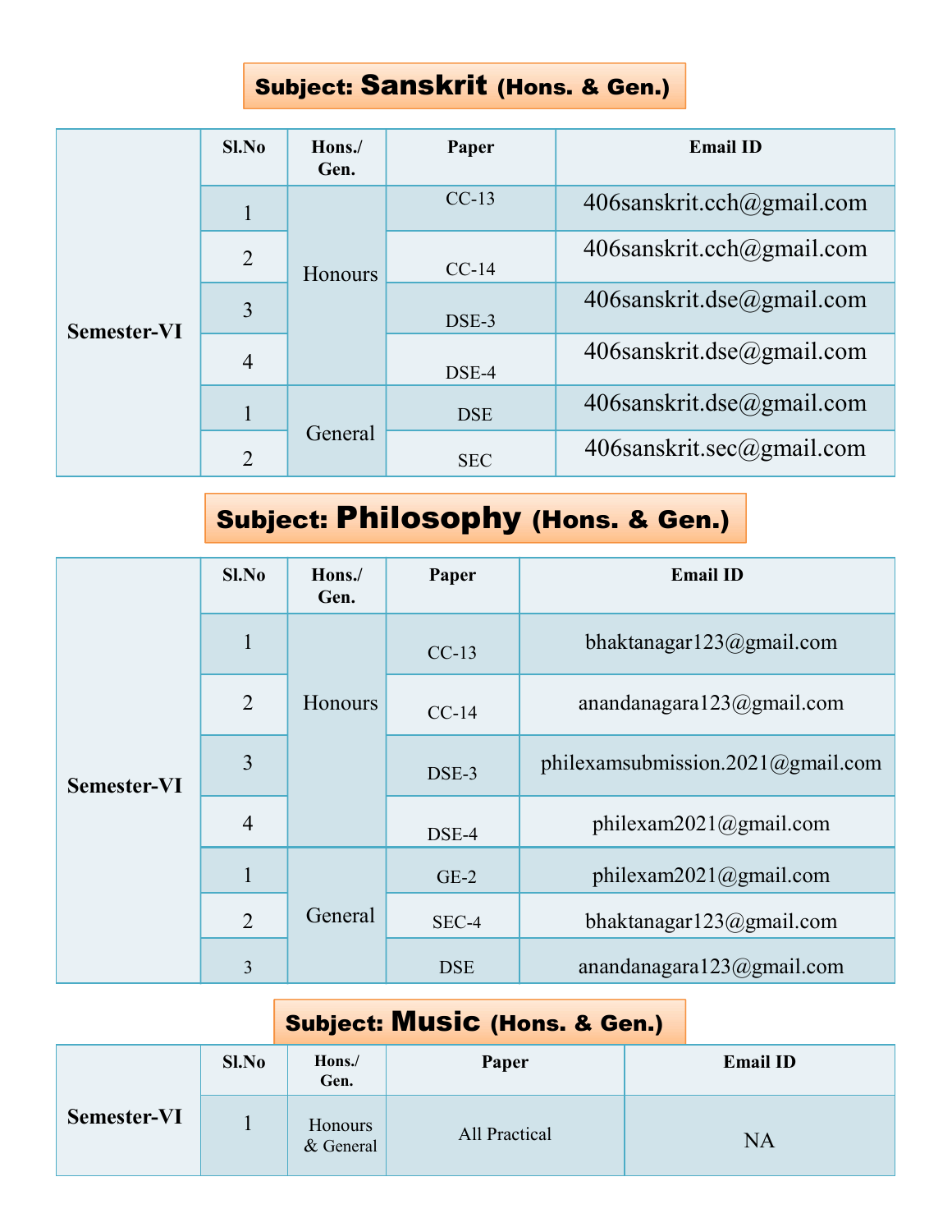## Subject: Sanskrit (Hons. & Gen.)

| | Sl.No | Hons./ Gen. | Paper | Email ID |
|---|---|---|---|---|
| Semester-VI | 1 | Honours | CC-13 | 406sanskrit.cch@gmail.com |
| | 2 | | CC-14 | 406sanskrit.cch@gmail.com |
| | 3 | | DSE-3 | 406sanskrit.dse@gmail.com |
| | 4 | | DSE-4 | 406sanskrit.dse@gmail.com |
| | 1 | General | DSE | 406sanskrit.dse@gmail.com |
| | 2 | | SEC | 406sanskrit.sec@gmail.com |

## Subject: Philosophy (Hons. & Gen.)

| | Sl.No | Hons./ Gen. | Paper | Email ID |
|---|---|---|---|---|
| Semester-VI | 1 | Honours | CC-13 | bhaktanagar123@gmail.com |
| | 2 | | CC-14 | anandanagara123@gmail.com |
| | 3 | | DSE-3 | philexamsubmission.2021@gmail.com |
| | 4 | | DSE-4 | philexam2021@gmail.com |
| | 1 | General | GE-2 | philexam2021@gmail.com |
| | 2 | | SEC-4 | bhaktanagar123@gmail.com |
| | 3 | | DSE | anandanagara123@gmail.com |

## Subject: Music (Hons. & Gen.)

| | Sl.No | Hons./ Gen. | Paper | Email ID |
|---|---|---|---|---|
| Semester-VI | 1 | Honours & General | All Practical | NA |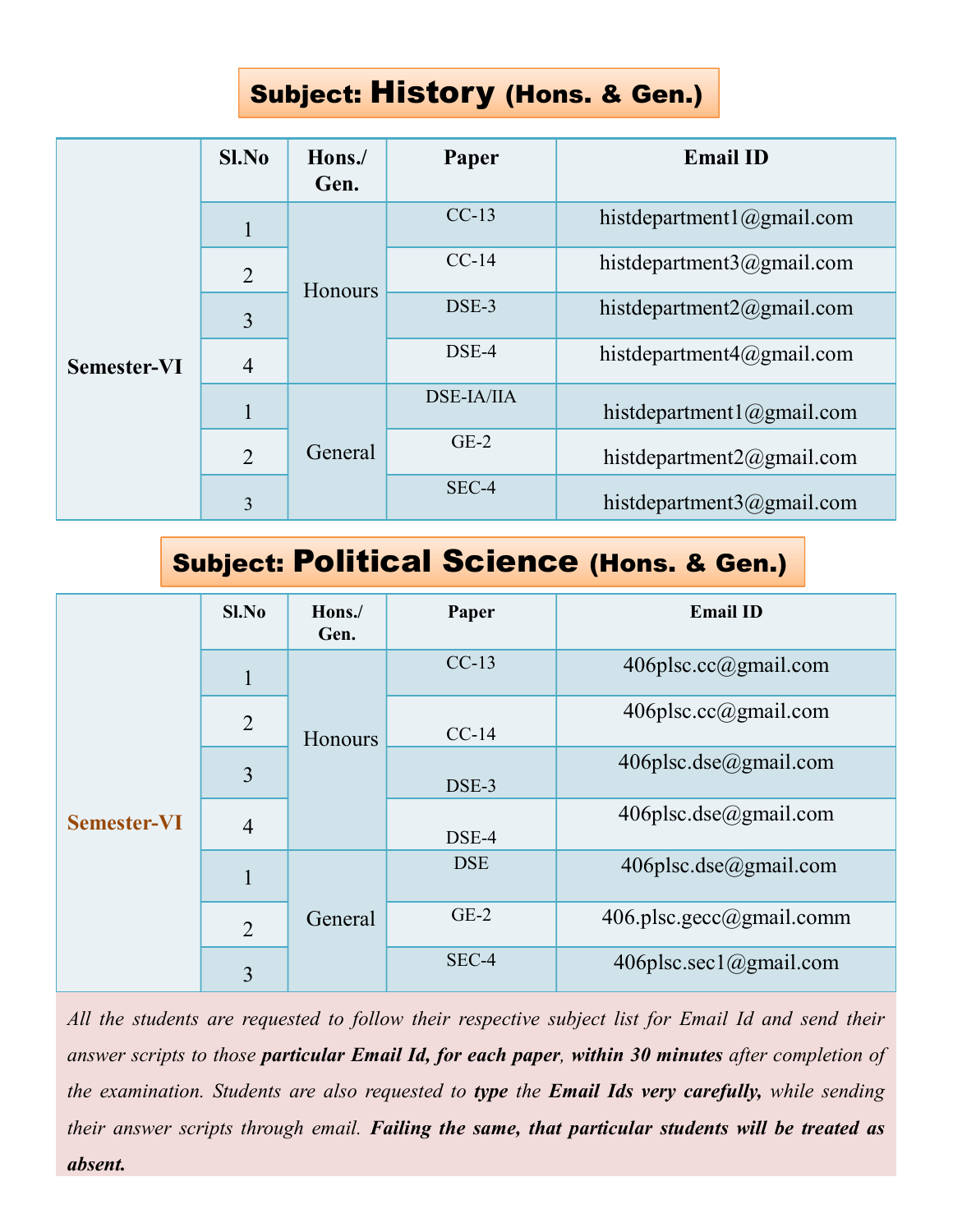## Subject: **History** (Hons. & Gen.)

| | Sl.No | Hons./ Gen. | Paper | Email ID |
|---|---|---|---|---|
| Semester-VI | 1 | Honours | CC-13 | histdepartment1@gmail.com |
| | 2 | | CC-14 | histdepartment3@gmail.com |
| | 3 | | DSE-3 | histdepartment2@gmail.com |
| | 4 | | DSE-4 | histdepartment4@gmail.com |
| | 1 | General | DSE-IA/IIA | histdepartment1@gmail.com |
| | 2 | | GE-2 | histdepartment2@gmail.com |
| | 3 | | SEC-4 | histdepartment3@gmail.com |

## Subject: **Political Science** (Hons. & Gen.)

| | Sl.No | Hons./ Gen. | Paper | Email ID |
|---|---|---|---|---|
| Semester-VI | 1 | Honours | CC-13 | 406plsc.cc@gmail.com |
| | 2 | | CC-14 | 406plsc.cc@gmail.com |
| | 3 | | DSE-3 | 406plsc.dse@gmail.com |
| | 4 | | DSE-4 | 406plsc.dse@gmail.com |
| | 1 | General | DSE | 406plsc.dse@gmail.com |
| | 2 | | GE-2 | 406.plsc.gecc@gmail.comm |
| | 3 | | SEC-4 | 406plsc.sec1@gmail.com |

*All the students are requested to follow their respective subject list for Email Id and send their answer scripts to those **particular Email Id, for each paper, within 30 minutes** after completion of the examination. Students are also requested to **type** the **Email Ids very carefully,** while sending their answer scripts through email. **Failing the same, that particular students will be treated as absent.***